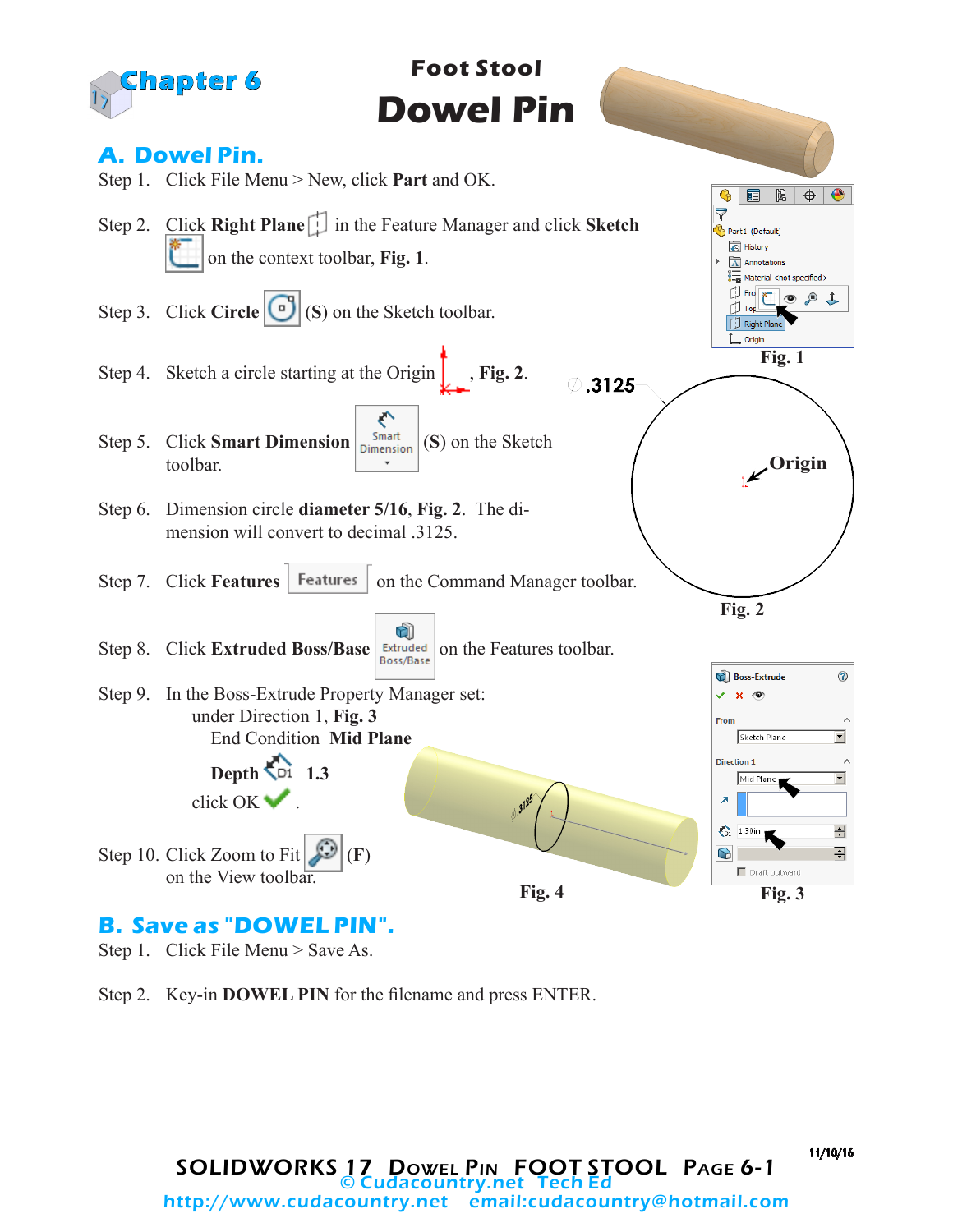# Chapter 6

## Foot Stool

# Dowel Pin

## A. Dowel Pin.

Step 1. Click File Menu > New, click **Part** and OK.

Step 2. Click **Right Plane** in the Feature Manager and click **Sketch** on the context toolbar, **Fig. 1**.

Step 3. Click **Circle** (**S**) on the Sketch toolbar.

Step 4. Sketch a circle starting at the Origin, **Fig. 2**.

Step 5. Click **Smart Dimension** (**S**) on the Sketch toolbar.

Step 6. Dimension circle **diameter 5/16**, **Fig. 2**. The dimension will convert to decimal .3125.

Step 7. Click **Features** on the Command Manager toolbar.

Step 8. Click **Extruded Boss/Base** on the Features toolbar.

Step 9. In the Boss-Extrude Property Manager set:
under Direction 1, **Fig. 3**
End Condition **Mid Plane**
**Depth** **1.3**
click OK .

Step 10. Click Zoom to Fit (**F**) on the View toolbar.

Fig. 1

Fig. 2

Fig. 3

Fig. 4

## B. Save as "DOWEL PIN".

Step 1. Click File Menu > Save As.

Step 2. Key-in **DOWEL PIN** for the filename and press ENTER.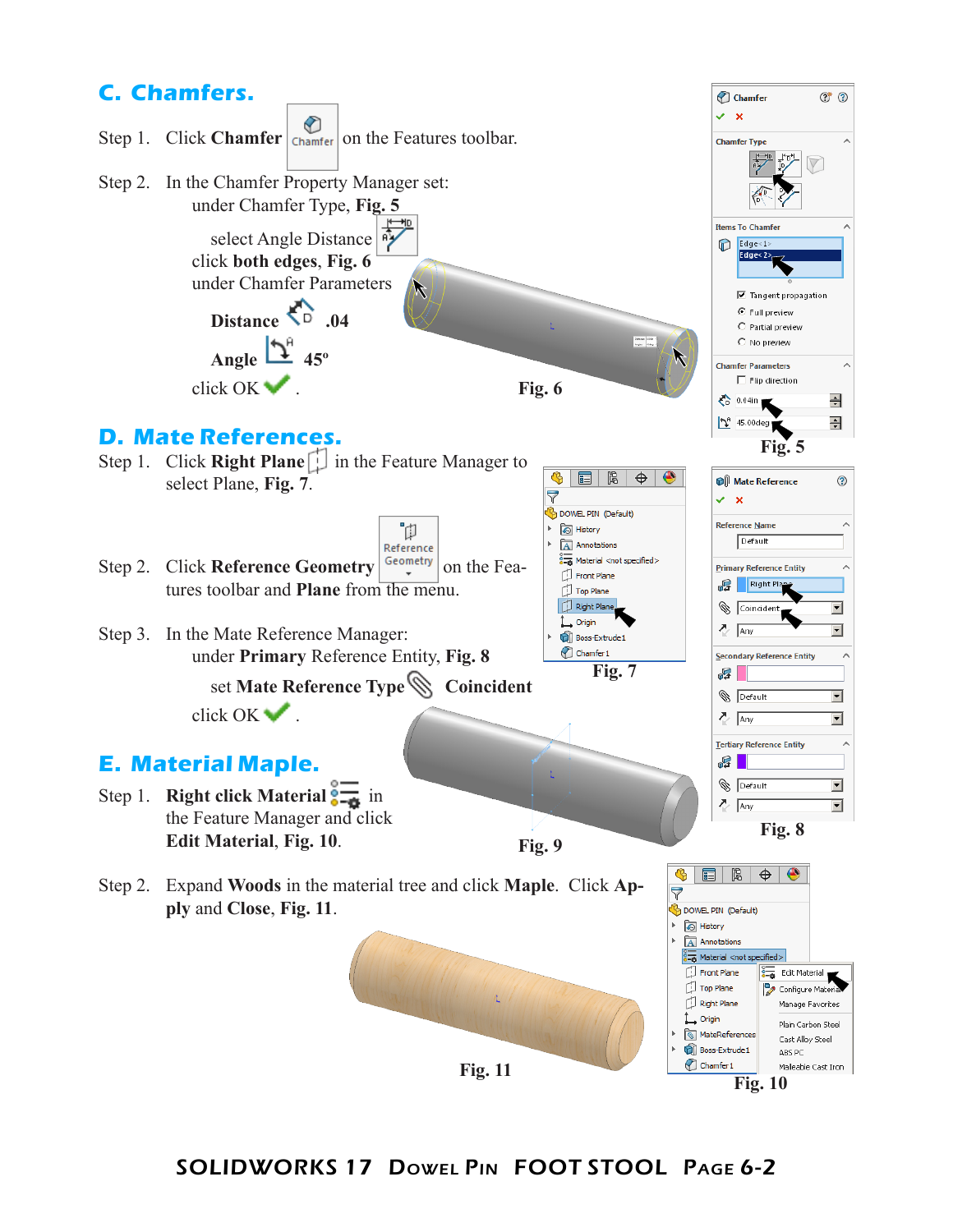## C. Chamfers.

Step 1. Click **Chamfer** on the Features toolbar.

Step 2. In the Chamfer Property Manager set:
under Chamfer Type, **Fig. 5**

select Angle Distance
click **both edges**, **Fig. 6**
under Chamfer Parameters

**Distance** .04

**Angle** 45º

click OK .

Fig. 6

Fig. 5

## D. Mate References.

Step 1. Click **Right Plane** in the Feature Manager to select Plane, **Fig. 7**.

Step 2. Click **Reference Geometry** on the Features toolbar and **Plane** from the menu.

Step 3. In the Mate Reference Manager:
under **Primary** Reference Entity, **Fig. 8**

set **Mate Reference Type** **Coincident**

click OK .

Fig. 7

Fig. 8

Fig. 9

## E. Material Maple.

Step 1. **Right click Material** in the Feature Manager and click **Edit Material**, **Fig. 10**.

Step 2. Expand **Woods** in the material tree and click **Maple**. Click **Apply** and **Close**, **Fig. 11**.

Fig. 11

Fig. 10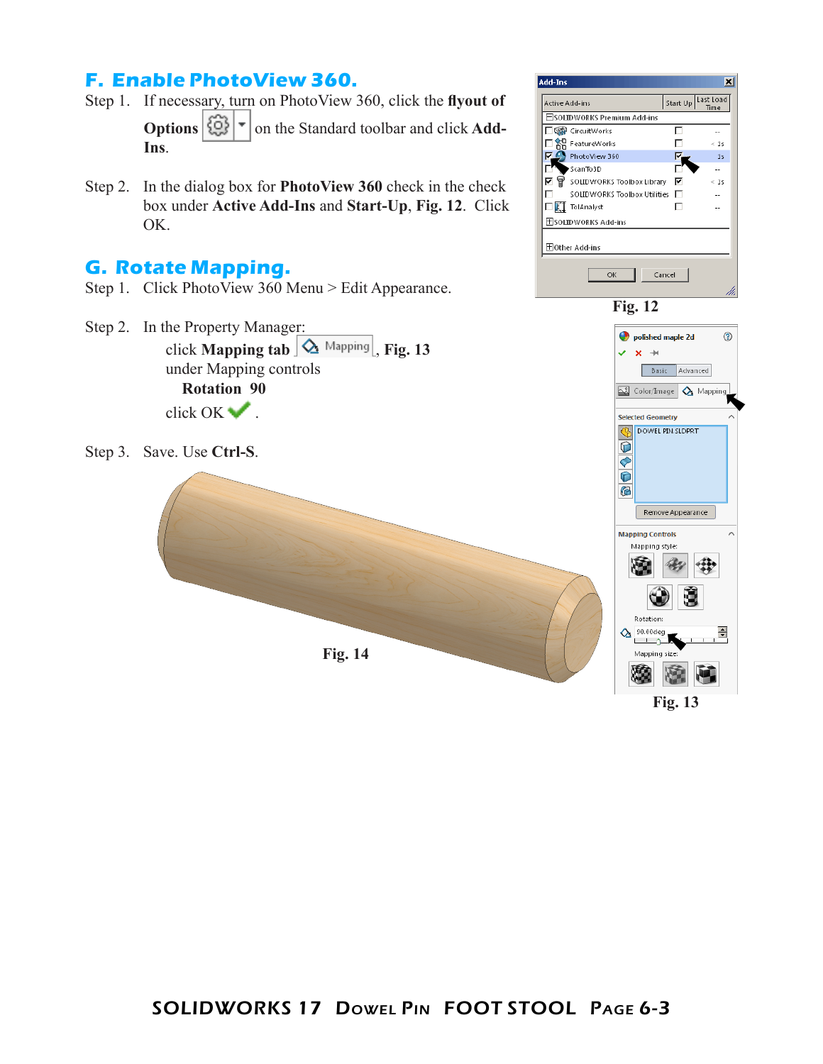## F. Enable PhotoView 360.

Step 1. If necessary, turn on PhotoView 360, click the **flyout of Options** on the Standard toolbar and click **Add-Ins**.

Step 2. In the dialog box for **PhotoView 360** check in the check box under **Active Add-Ins** and **Start-Up**, **Fig. 12**. Click OK.

Fig. 12

## G. Rotate Mapping.

Step 1. Click PhotoView 360 Menu > Edit Appearance.

Step 2. In the Property Manager:

click **Mapping tab** Mapping, **Fig. 13**
under Mapping controls
**Rotation 90**
click OK .

Step 3. Save. Use **Ctrl-S**.

Fig. 14

Fig. 13